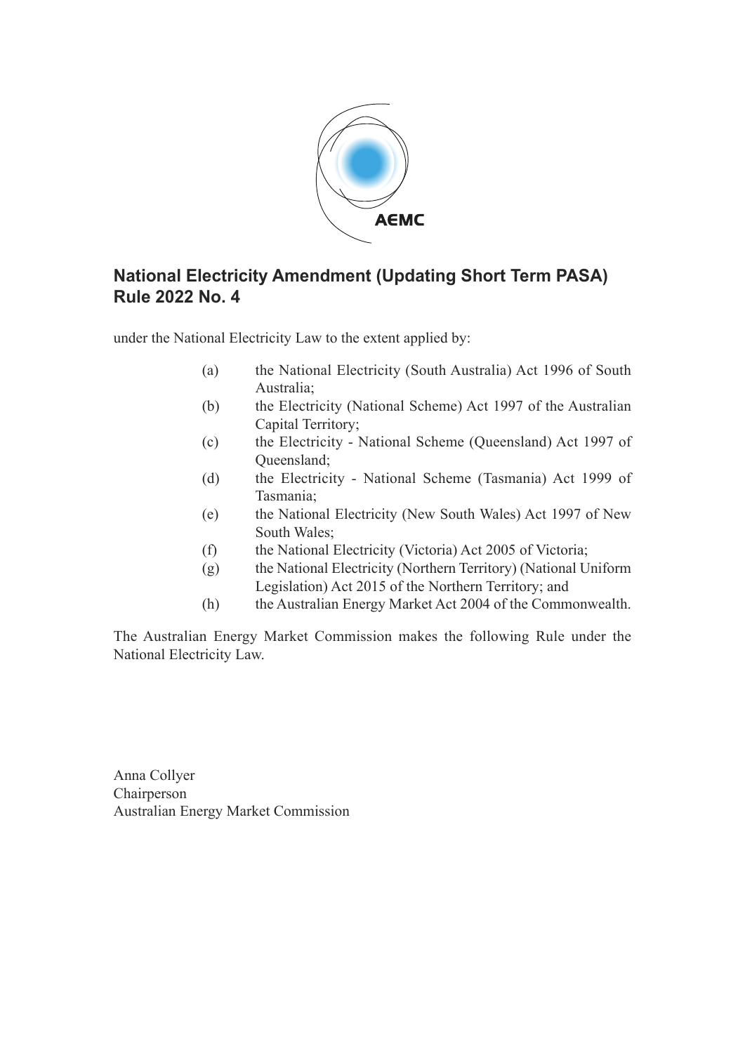AEMC

# National Electricity Amendment (Updating Short Term PASA) Rule 2022 No. 4

under the National Electricity Law to the extent applied by:

(a) the National Electricity (South Australia) Act 1996 of South Australia;

(b) the Electricity (National Scheme) Act 1997 of the Australian Capital Territory;

(c) the Electricity - National Scheme (Queensland) Act 1997 of Queensland;

(d) the Electricity - National Scheme (Tasmania) Act 1999 of Tasmania;

(e) the National Electricity (New South Wales) Act 1997 of New South Wales;

(f) the National Electricity (Victoria) Act 2005 of Victoria;

(g) the National Electricity (Northern Territory) (National Uniform Legislation) Act 2015 of the Northern Territory; and

(h) the Australian Energy Market Act 2004 of the Commonwealth.

The Australian Energy Market Commission makes the following Rule under the National Electricity Law.

Anna Collyer
Chairperson
Australian Energy Market Commission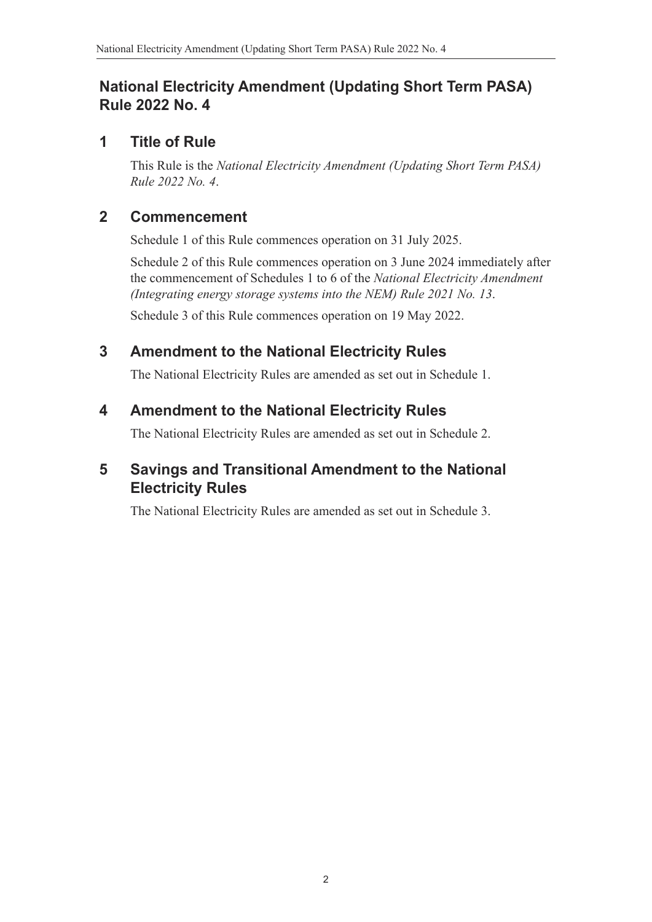# National Electricity Amendment (Updating Short Term PASA) Rule 2022 No. 4

## 1 Title of Rule

This Rule is the *National Electricity Amendment (Updating Short Term PASA) Rule 2022 No. 4*.

## 2 Commencement

Schedule 1 of this Rule commences operation on 31 July 2025.

Schedule 2 of this Rule commences operation on 3 June 2024 immediately after the commencement of Schedules 1 to 6 of the *National Electricity Amendment (Integrating energy storage systems into the NEM) Rule 2021 No. 13*.

Schedule 3 of this Rule commences operation on 19 May 2022.

## 3 Amendment to the National Electricity Rules

The National Electricity Rules are amended as set out in Schedule 1.

## 4 Amendment to the National Electricity Rules

The National Electricity Rules are amended as set out in Schedule 2.

## 5 Savings and Transitional Amendment to the National Electricity Rules

The National Electricity Rules are amended as set out in Schedule 3.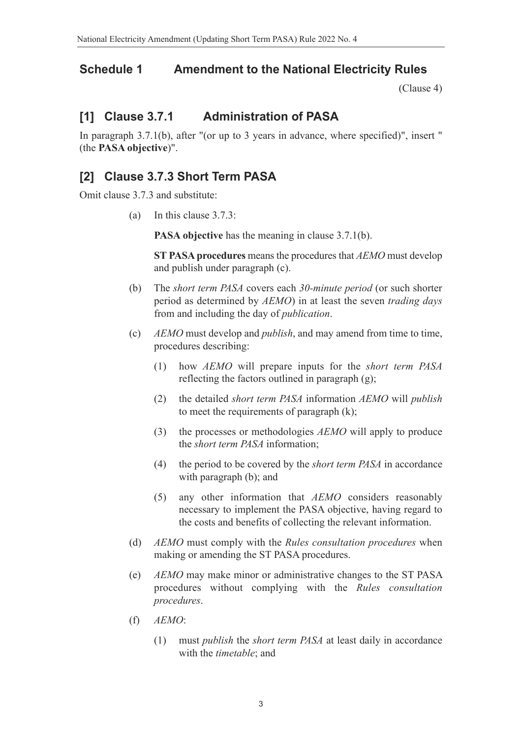## Schedule 1 Amendment to the National Electricity Rules

(Clause 4)

### [1] Clause 3.7.1 Administration of PASA

In paragraph 3.7.1(b), after "(or up to 3 years in advance, where specified)", insert " (the **PASA objective**)".

### [2] Clause 3.7.3 Short Term PASA

Omit clause 3.7.3 and substitute:

(a) In this clause 3.7.3:

**PASA objective** has the meaning in clause 3.7.1(b).

**ST PASA procedures** means the procedures that *AEMO* must develop and publish under paragraph (c).

(b) The *short term PASA* covers each *30-minute period* (or such shorter period as determined by *AEMO*) in at least the seven *trading days* from and including the day of *publication*.

(c) *AEMO* must develop and *publish*, and may amend from time to time, procedures describing:

(1) how *AEMO* will prepare inputs for the *short term PASA* reflecting the factors outlined in paragraph (g);

(2) the detailed *short term PASA* information *AEMO* will *publish* to meet the requirements of paragraph (k);

(3) the processes or methodologies *AEMO* will apply to produce the *short term PASA* information;

(4) the period to be covered by the *short term PASA* in accordance with paragraph (b); and

(5) any other information that *AEMO* considers reasonably necessary to implement the PASA objective, having regard to the costs and benefits of collecting the relevant information.

(d) *AEMO* must comply with the *Rules consultation procedures* when making or amending the ST PASA procedures.

(e) *AEMO* may make minor or administrative changes to the ST PASA procedures without complying with the *Rules consultation procedures*.

(f) *AEMO*:

(1) must *publish* the *short term PASA* at least daily in accordance with the *timetable*; and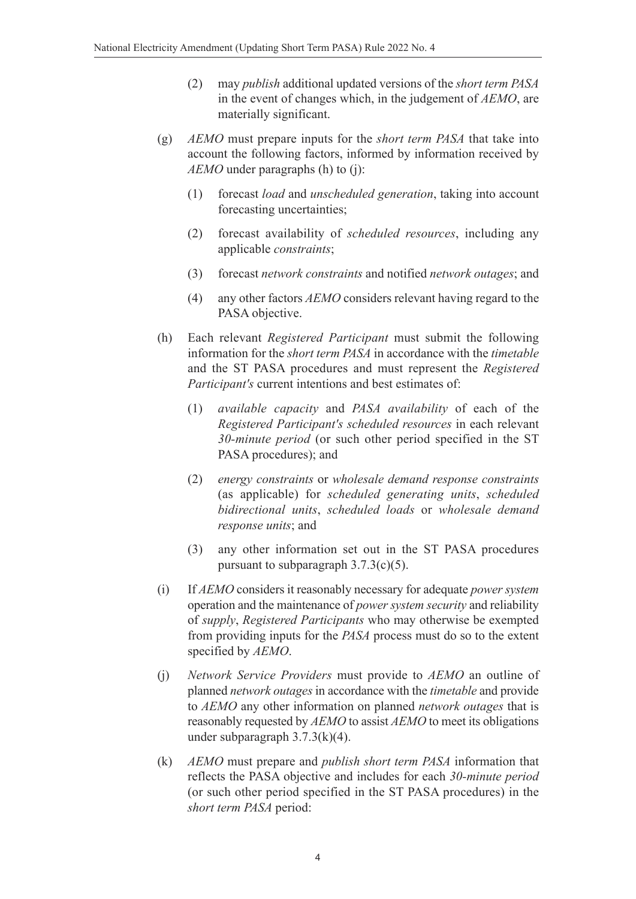(2) may *publish* additional updated versions of the *short term PASA* in the event of changes which, in the judgement of *AEMO*, are materially significant.

(g) *AEMO* must prepare inputs for the *short term PASA* that take into account the following factors, informed by information received by *AEMO* under paragraphs (h) to (j):

(1) forecast *load* and *unscheduled generation*, taking into account forecasting uncertainties;

(2) forecast availability of *scheduled resources*, including any applicable *constraints*;

(3) forecast *network constraints* and notified *network outages*; and

(4) any other factors *AEMO* considers relevant having regard to the PASA objective.

(h) Each relevant *Registered Participant* must submit the following information for the *short term PASA* in accordance with the *timetable* and the ST PASA procedures and must represent the *Registered Participant's* current intentions and best estimates of:

(1) *available capacity* and *PASA availability* of each of the *Registered Participant's scheduled resources* in each relevant *30-minute period* (or such other period specified in the ST PASA procedures); and

(2) *energy constraints* or *wholesale demand response constraints* (as applicable) for *scheduled generating units*, *scheduled bidirectional units*, *scheduled loads* or *wholesale demand response units*; and

(3) any other information set out in the ST PASA procedures pursuant to subparagraph 3.7.3(c)(5).

(i) If *AEMO* considers it reasonably necessary for adequate *power system* operation and the maintenance of *power system security* and reliability of *supply*, *Registered Participants* who may otherwise be exempted from providing inputs for the *PASA* process must do so to the extent specified by *AEMO*.

(j) *Network Service Providers* must provide to *AEMO* an outline of planned *network outages* in accordance with the *timetable* and provide to *AEMO* any other information on planned *network outages* that is reasonably requested by *AEMO* to assist *AEMO* to meet its obligations under subparagraph 3.7.3(k)(4).

(k) *AEMO* must prepare and *publish short term PASA* information that reflects the PASA objective and includes for each *30-minute period* (or such other period specified in the ST PASA procedures) in the *short term PASA* period: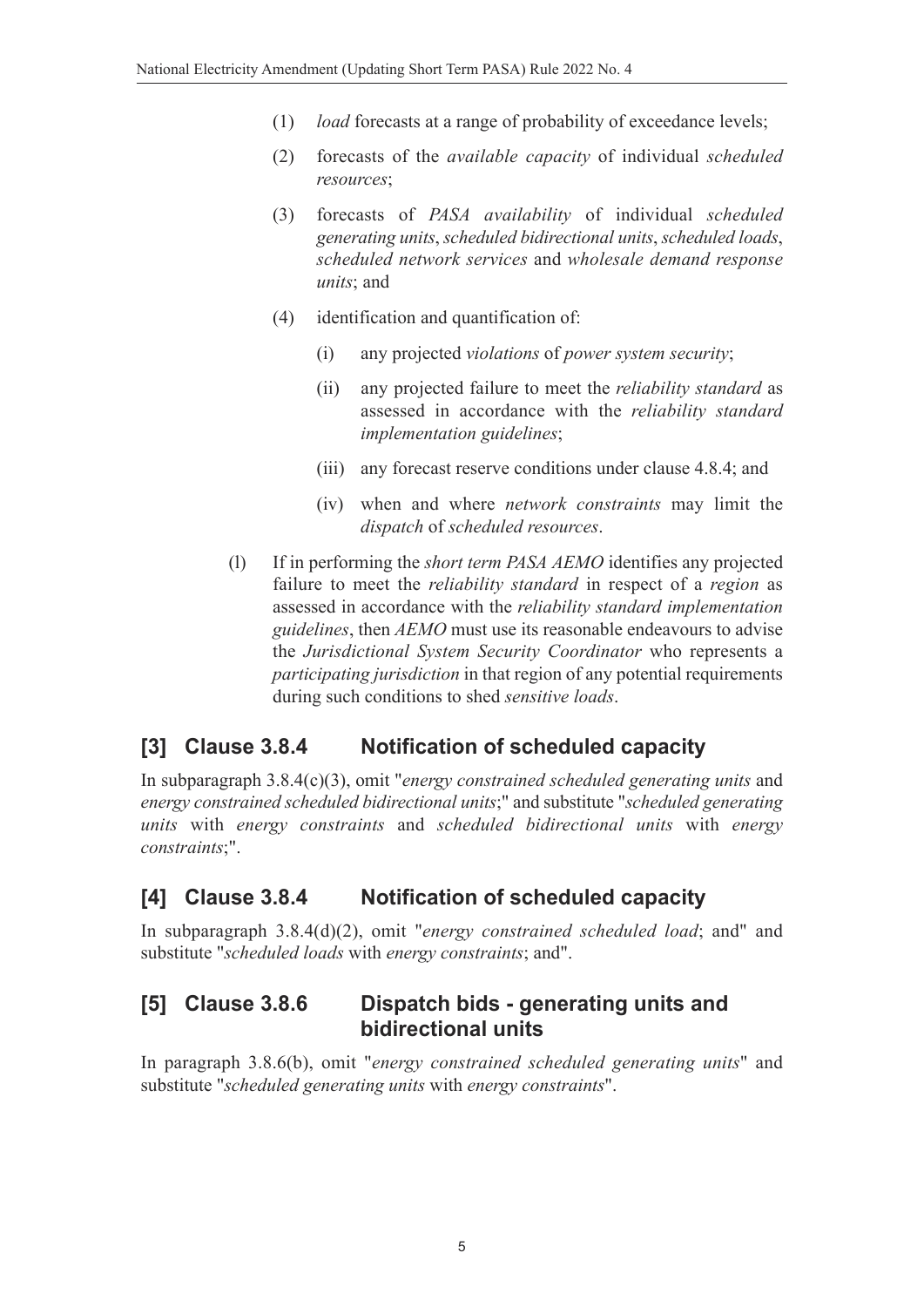(1) *load* forecasts at a range of probability of exceedance levels;

(2) forecasts of the *available capacity* of individual *scheduled resources*;

(3) forecasts of *PASA availability* of individual *scheduled generating units*, *scheduled bidirectional units*, *scheduled loads*, *scheduled network services* and *wholesale demand response units*; and

(4) identification and quantification of:

(i) any projected *violations* of *power system security*;

(ii) any projected failure to meet the *reliability standard* as assessed in accordance with the *reliability standard implementation guidelines*;

(iii) any forecast reserve conditions under clause 4.8.4; and

(iv) when and where *network constraints* may limit the *dispatch* of *scheduled resources*.

(l) If in performing the *short term PASA AEMO* identifies any projected failure to meet the *reliability standard* in respect of a *region* as assessed in accordance with the *reliability standard implementation guidelines*, then *AEMO* must use its reasonable endeavours to advise the *Jurisdictional System Security Coordinator* who represents a *participating jurisdiction* in that region of any potential requirements during such conditions to shed *sensitive loads*.

## [3] Clause 3.8.4 Notification of scheduled capacity

In subparagraph 3.8.4(c)(3), omit "*energy constrained scheduled generating units* and *energy constrained scheduled bidirectional units*;" and substitute "*scheduled generating units* with *energy constraints* and *scheduled bidirectional units* with *energy constraints*;".

## [4] Clause 3.8.4 Notification of scheduled capacity

In subparagraph 3.8.4(d)(2), omit "*energy constrained scheduled load*; and" and substitute "*scheduled loads* with *energy constraints*; and".

## [5] Clause 3.8.6 Dispatch bids - generating units and bidirectional units

In paragraph 3.8.6(b), omit "*energy constrained scheduled generating units*" and substitute "*scheduled generating units* with *energy constraints*".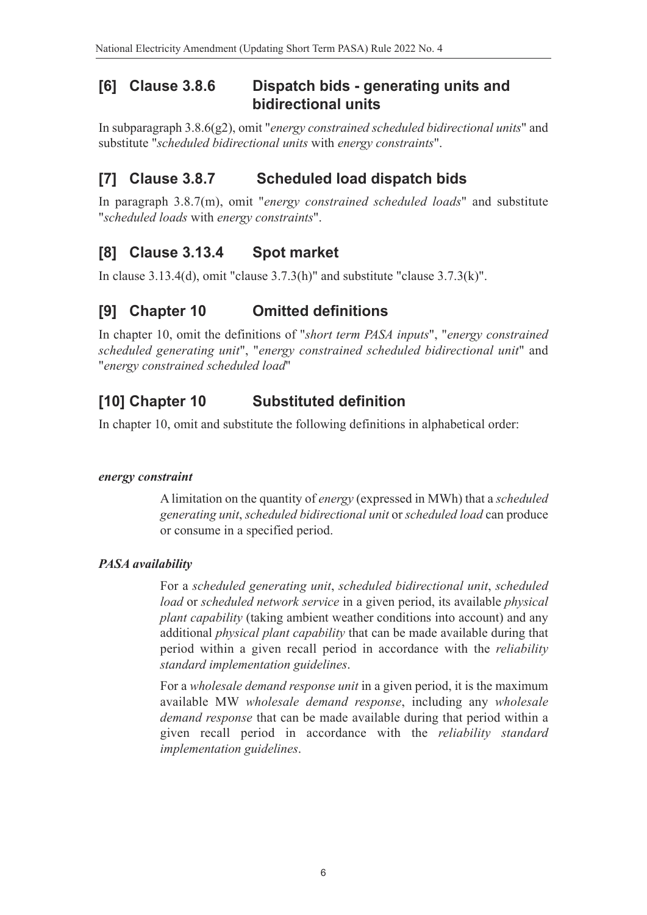## [6] Clause 3.8.6 Dispatch bids - generating units and bidirectional units

In subparagraph 3.8.6(g2), omit "*energy constrained scheduled bidirectional units*" and substitute "*scheduled bidirectional units* with *energy constraints*".

## [7] Clause 3.8.7 Scheduled load dispatch bids

In paragraph 3.8.7(m), omit "*energy constrained scheduled loads*" and substitute "*scheduled loads* with *energy constraints*".

## [8] Clause 3.13.4 Spot market

In clause 3.13.4(d), omit "clause 3.7.3(h)" and substitute "clause 3.7.3(k)".

## [9] Chapter 10 Omitted definitions

In chapter 10, omit the definitions of "*short term PASA inputs*", "*energy constrained scheduled generating unit*", "*energy constrained scheduled bidirectional unit*" and "*energy constrained scheduled load*"

## [10] Chapter 10 Substituted definition

In chapter 10, omit and substitute the following definitions in alphabetical order:

***energy constraint***

A limitation on the quantity of *energy* (expressed in MWh) that a *scheduled generating unit*, *scheduled bidirectional unit* or *scheduled load* can produce or consume in a specified period.

***PASA availability***

For a *scheduled generating unit*, *scheduled bidirectional unit*, *scheduled load* or *scheduled network service* in a given period, its available *physical plant capability* (taking ambient weather conditions into account) and any additional *physical plant capability* that can be made available during that period within a given recall period in accordance with the *reliability standard implementation guidelines*.

For a *wholesale demand response unit* in a given period, it is the maximum available MW *wholesale demand response*, including any *wholesale demand response* that can be made available during that period within a given recall period in accordance with the *reliability standard implementation guidelines*.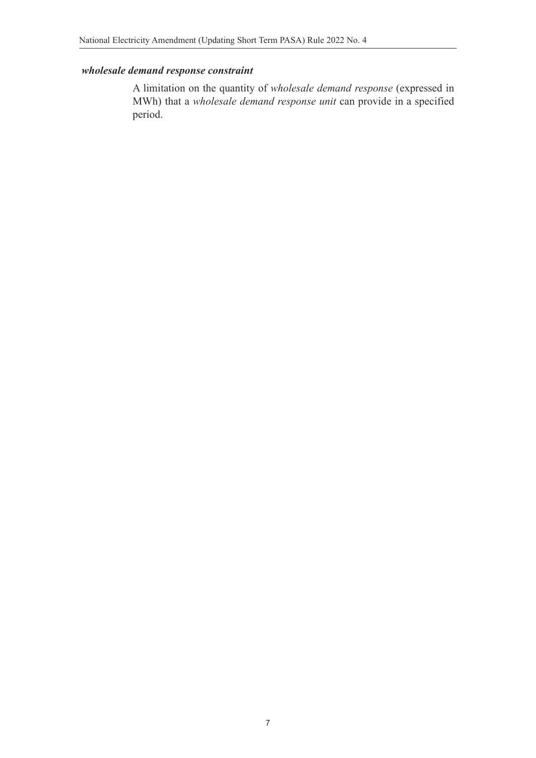***wholesale demand response constraint***

A limitation on the quantity of *wholesale demand response* (expressed in MWh) that a *wholesale demand response unit* can provide in a specified period.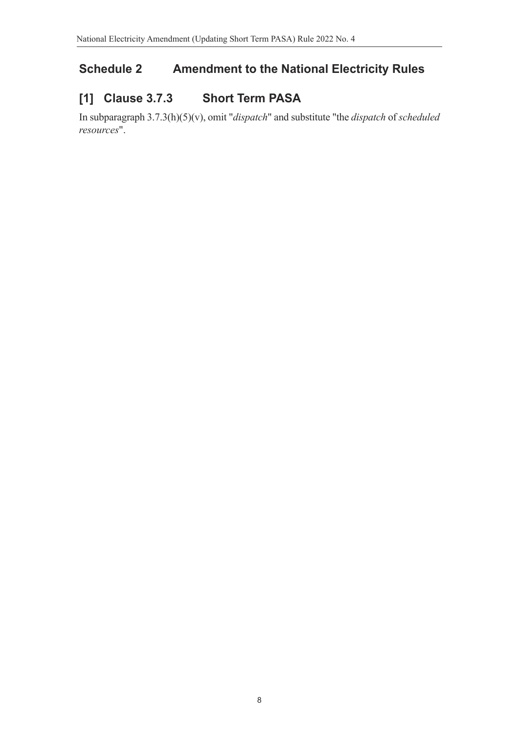## Schedule 2 Amendment to the National Electricity Rules

### [1] Clause 3.7.3 Short Term PASA

In subparagraph 3.7.3(h)(5)(v), omit "*dispatch*" and substitute "the *dispatch* of *scheduled resources*".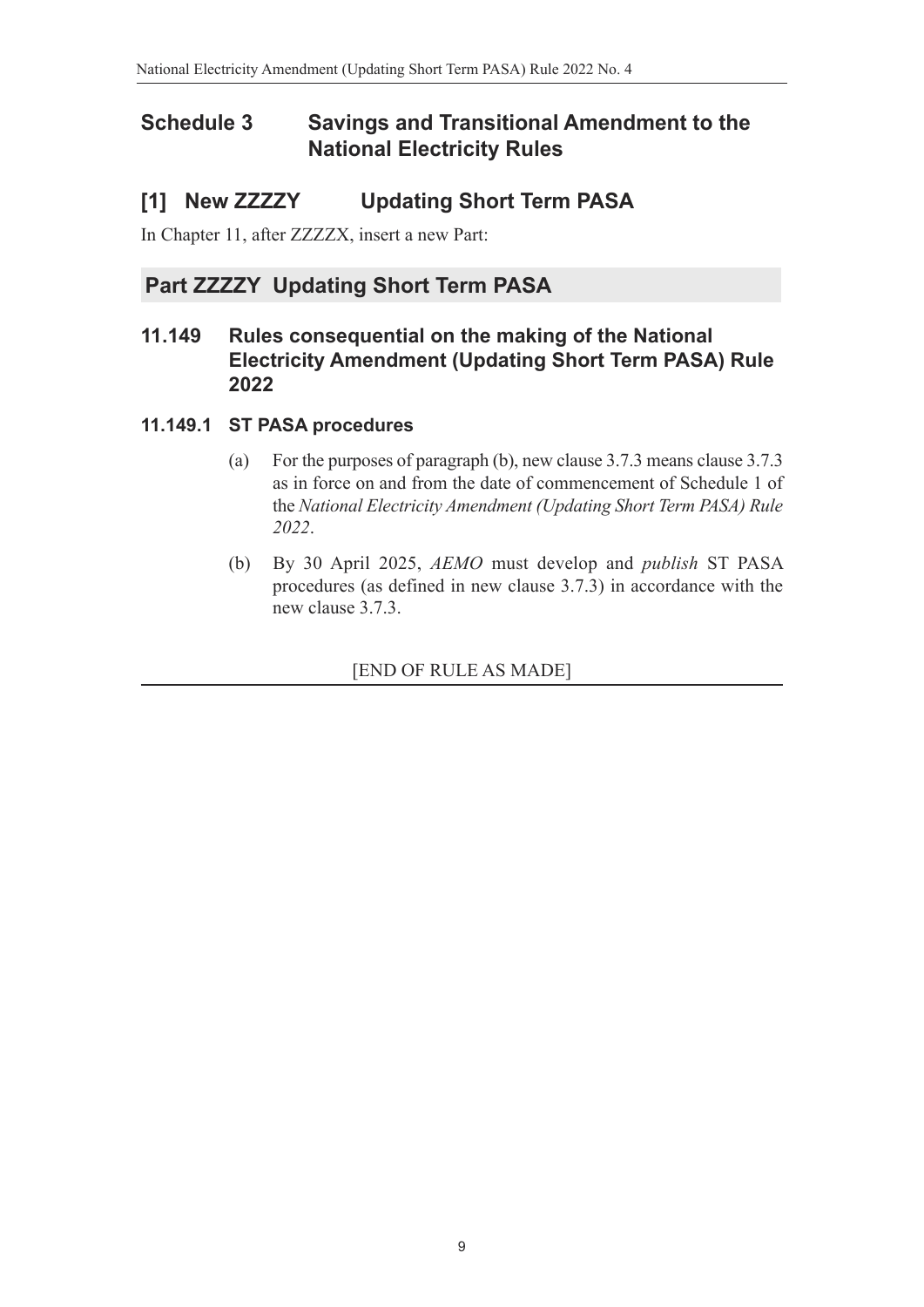## Schedule 3 Savings and Transitional Amendment to the National Electricity Rules

### [1] New ZZZZY Updating Short Term PASA

In Chapter 11, after ZZZZX, insert a new Part:

## Part ZZZZY Updating Short Term PASA

### 11.149 Rules consequential on the making of the National Electricity Amendment (Updating Short Term PASA) Rule 2022

#### 11.149.1 ST PASA procedures

(a) For the purposes of paragraph (b), new clause 3.7.3 means clause 3.7.3 as in force on and from the date of commencement of Schedule 1 of the *National Electricity Amendment (Updating Short Term PASA) Rule 2022*.

(b) By 30 April 2025, *AEMO* must develop and *publish* ST PASA procedures (as defined in new clause 3.7.3) in accordance with the new clause 3.7.3.

[END OF RULE AS MADE]